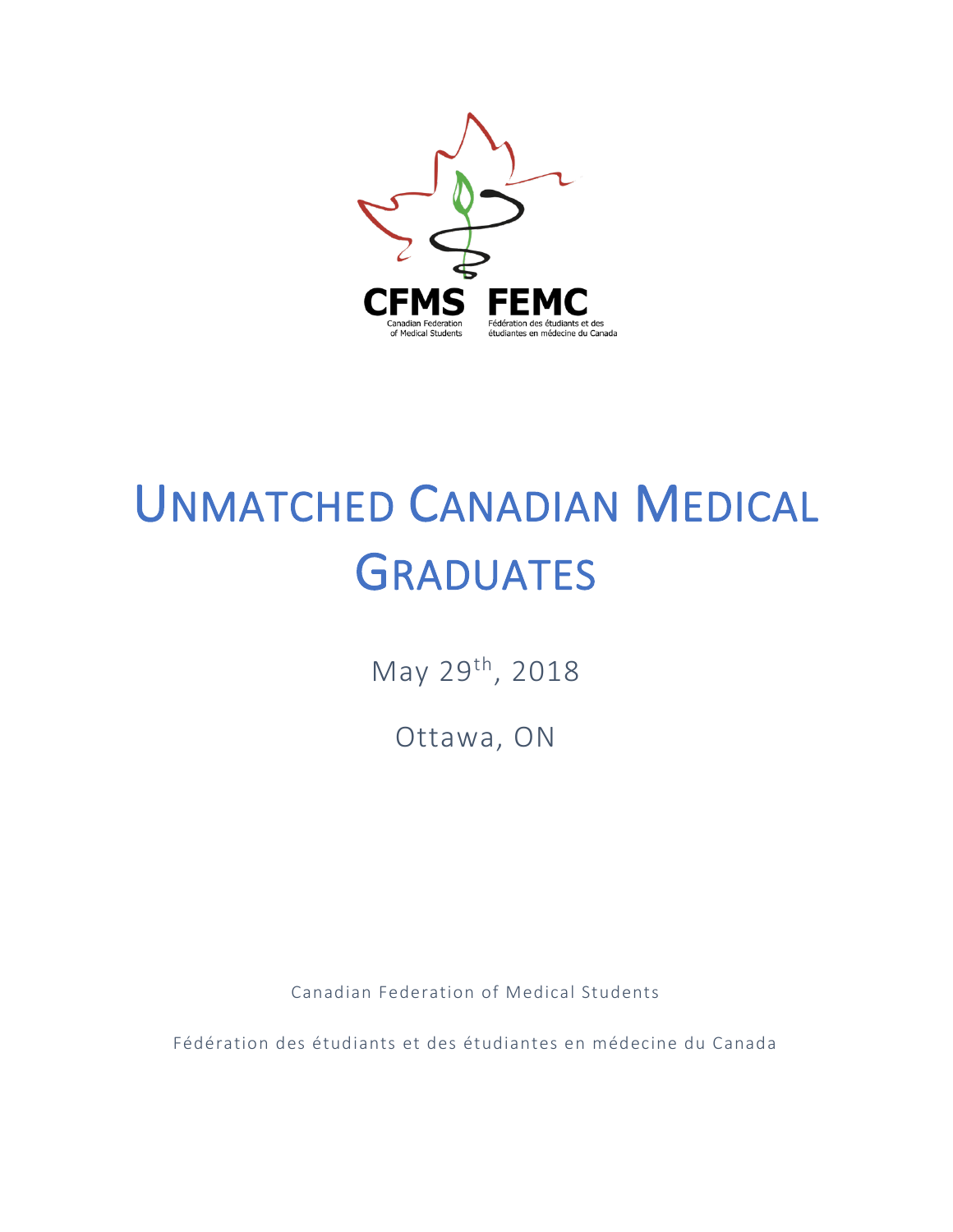CFMS FEMC

Canadian Federation of Medical Students

Fédération des étudiants et des étudiantes en médecine du Canada

# UNMATCHED CANADIAN MEDICAL GRADUATES

May 29th, 2018

Ottawa, ON

Canadian Federation of Medical Students

Fédération des étudiants et des étudiantes en médecine du Canada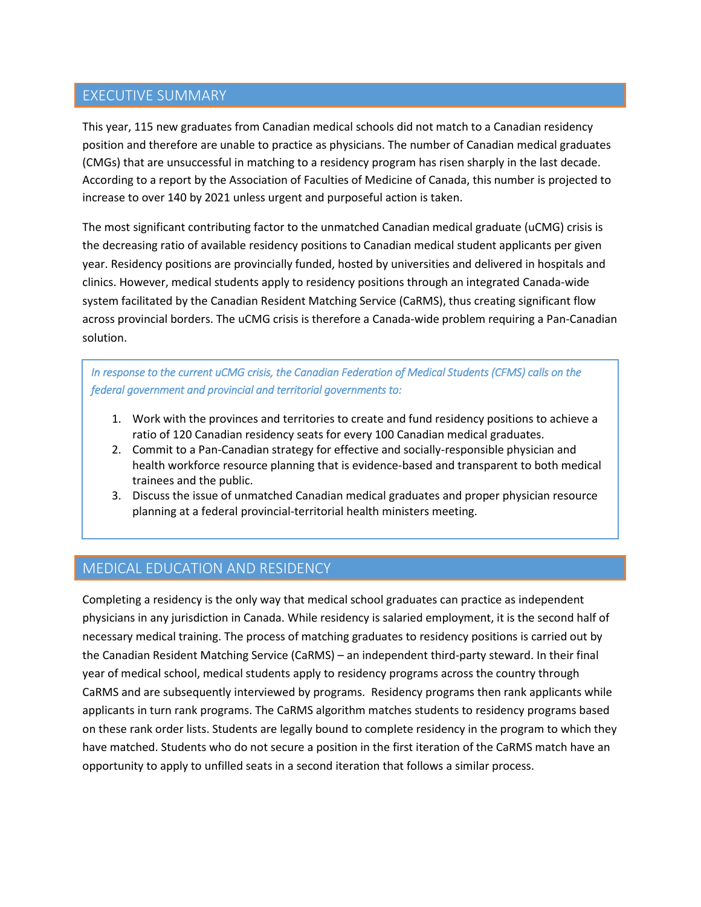## EXECUTIVE SUMMARY

This year, 115 new graduates from Canadian medical schools did not match to a Canadian residency position and therefore are unable to practice as physicians. The number of Canadian medical graduates (CMGs) that are unsuccessful in matching to a residency program has risen sharply in the last decade. According to a report by the Association of Faculties of Medicine of Canada, this number is projected to increase to over 140 by 2021 unless urgent and purposeful action is taken.

The most significant contributing factor to the unmatched Canadian medical graduate (uCMG) crisis is the decreasing ratio of available residency positions to Canadian medical student applicants per given year. Residency positions are provincially funded, hosted by universities and delivered in hospitals and clinics. However, medical students apply to residency positions through an integrated Canada-wide system facilitated by the Canadian Resident Matching Service (CaRMS), thus creating significant flow across provincial borders. The uCMG crisis is therefore a Canada-wide problem requiring a Pan-Canadian solution.

*In response to the current uCMG crisis, the Canadian Federation of Medical Students (CFMS) calls on the federal government and provincial and territorial governments to:*

1. Work with the provinces and territories to create and fund residency positions to achieve a ratio of 120 Canadian residency seats for every 100 Canadian medical graduates.
2. Commit to a Pan-Canadian strategy for effective and socially-responsible physician and health workforce resource planning that is evidence-based and transparent to both medical trainees and the public.
3. Discuss the issue of unmatched Canadian medical graduates and proper physician resource planning at a federal provincial-territorial health ministers meeting.

## MEDICAL EDUCATION AND RESIDENCY

Completing a residency is the only way that medical school graduates can practice as independent physicians in any jurisdiction in Canada. While residency is salaried employment, it is the second half of necessary medical training. The process of matching graduates to residency positions is carried out by the Canadian Resident Matching Service (CaRMS) – an independent third-party steward. In their final year of medical school, medical students apply to residency programs across the country through CaRMS and are subsequently interviewed by programs. Residency programs then rank applicants while applicants in turn rank programs. The CaRMS algorithm matches students to residency programs based on these rank order lists. Students are legally bound to complete residency in the program to which they have matched. Students who do not secure a position in the first iteration of the CaRMS match have an opportunity to apply to unfilled seats in a second iteration that follows a similar process.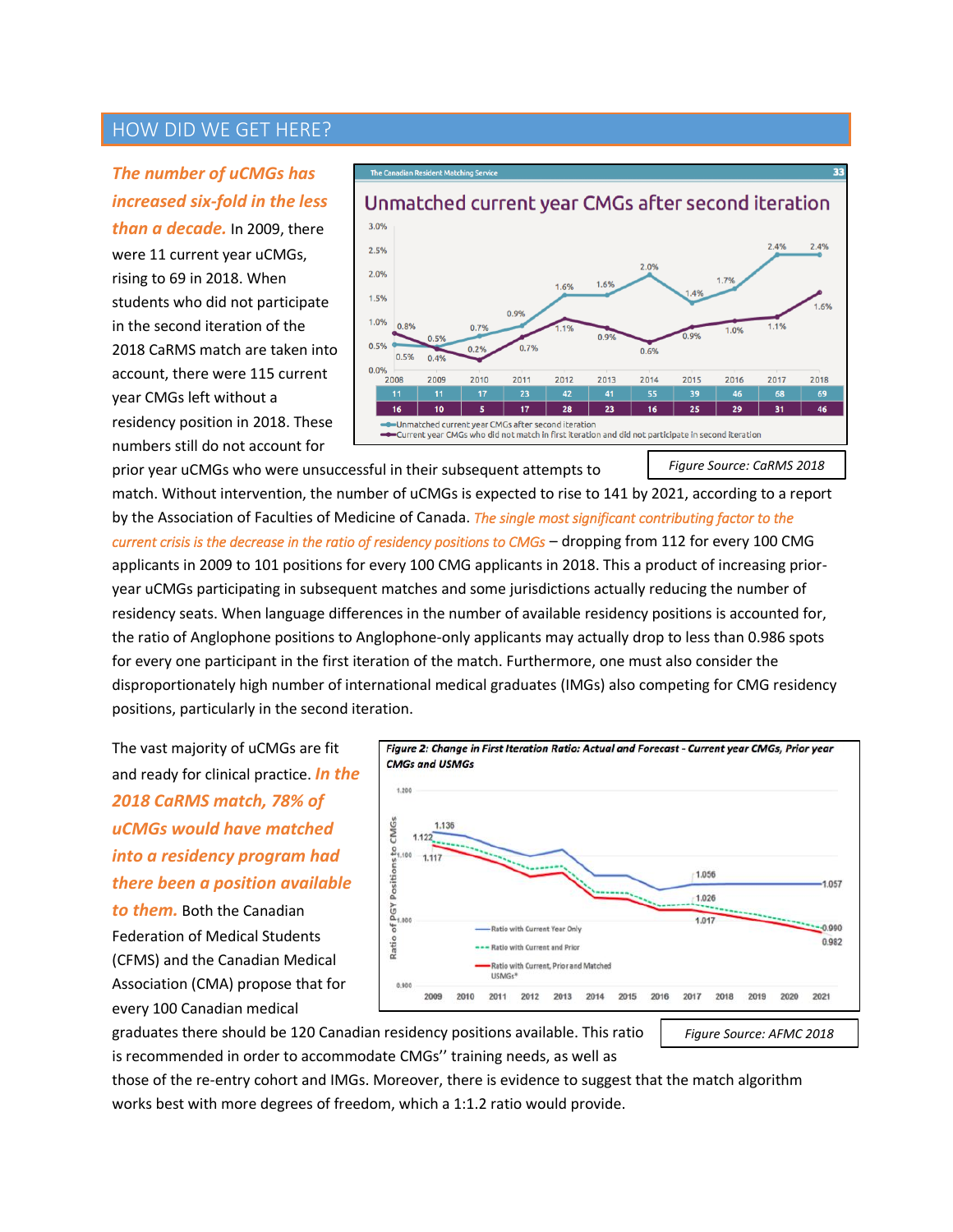## HOW DID WE GET HERE?

***The number of uCMGs has increased six-fold in the less than a decade.*** In 2009, there were 11 current year uCMGs, rising to 69 in 2018. When students who did not participate in the second iteration of the 2018 CaRMS match are taken into account, there were 115 current year CMGs left without a residency position in 2018. These numbers still do not account for prior year uCMGs who were unsuccessful in their subsequent attempts to match. Without intervention, the number of uCMGs is expected to rise to 141 by 2021, according to a report by the Association of Faculties of Medicine of Canada. *The single most significant contributing factor to the current crisis is the decrease in the ratio of residency positions to CMGs* – dropping from 112 for every 100 CMG applicants in 2009 to 101 positions for every 100 CMG applicants in 2018. This a product of increasing prior-year uCMGs participating in subsequent matches and some jurisdictions actually reducing the number of residency seats. When language differences in the number of available residency positions is accounted for, the ratio of Anglophone positions to Anglophone-only applicants may actually drop to less than 0.986 spots for every one participant in the first iteration of the match. Furthermore, one must also consider the disproportionately high number of international medical graduates (IMGs) also competing for CMG residency positions, particularly in the second iteration.

The Canadian Resident Matching Service

**Unmatched current year CMGs after second iteration**

| | 2008 | 2009 | 2010 | 2011 | 2012 | 2013 | 2014 | 2015 | 2016 | 2017 | 2018 |
|---|---|---|---|---|---|---|---|---|---|---|---|
| Unmatched current year CMGs after second iteration | 11 (0.8%) | 11 (0.5%) | 17 (0.7%) | 23 (0.9%) | 42 (1.6%) | 41 (1.6%) | 55 (2.0%) | 39 (1.4%) | 46 (1.7%) | 68 (2.4%) | 69 (2.4%) |
| Current year CMGs who did not match in first iteration and did not participate in second iteration | 16 (0.5%) | 10 (0.4%) | 5 (0.2%) | 17 (0.7%) | 28 (1.1%) | 23 (0.9%) | 16 (0.6%) | 25 (0.9%) | 29 (1.0%) | 31 (1.1%) | 46 (1.6%) |

*Figure Source: CaRMS 2018*

The vast majority of uCMGs are fit and ready for clinical practice. ***In the 2018 CaRMS match, 78% of uCMGs would have matched into a residency program had there been a position available to them.*** Both the Canadian Federation of Medical Students (CFMS) and the Canadian Medical Association (CMA) propose that for every 100 Canadian medical graduates there should be 120 Canadian residency positions available. This ratio is recommended in order to accommodate CMGs'' training needs, as well as those of the re-entry cohort and IMGs. Moreover, there is evidence to suggest that the match algorithm works best with more degrees of freedom, which a 1:1.2 ratio would provide.

***Figure 2: Change in First Iteration Ratio: Actual and Forecast - Current year CMGs, Prior year CMGs and USMGs***

| Series | 2009 | 2017 | 2021 |
|---|---|---|---|
| Ratio with Current Year Only | 1.136 | 1.056 | 1.057 |
| Ratio with Current and Prior | 1.122 | 1.026 | 0.990 |
| Ratio with Current, Prior and Matched USMGs* | 1.117 | 1.017 | 0.982 |

*Figure Source: AFMC 2018*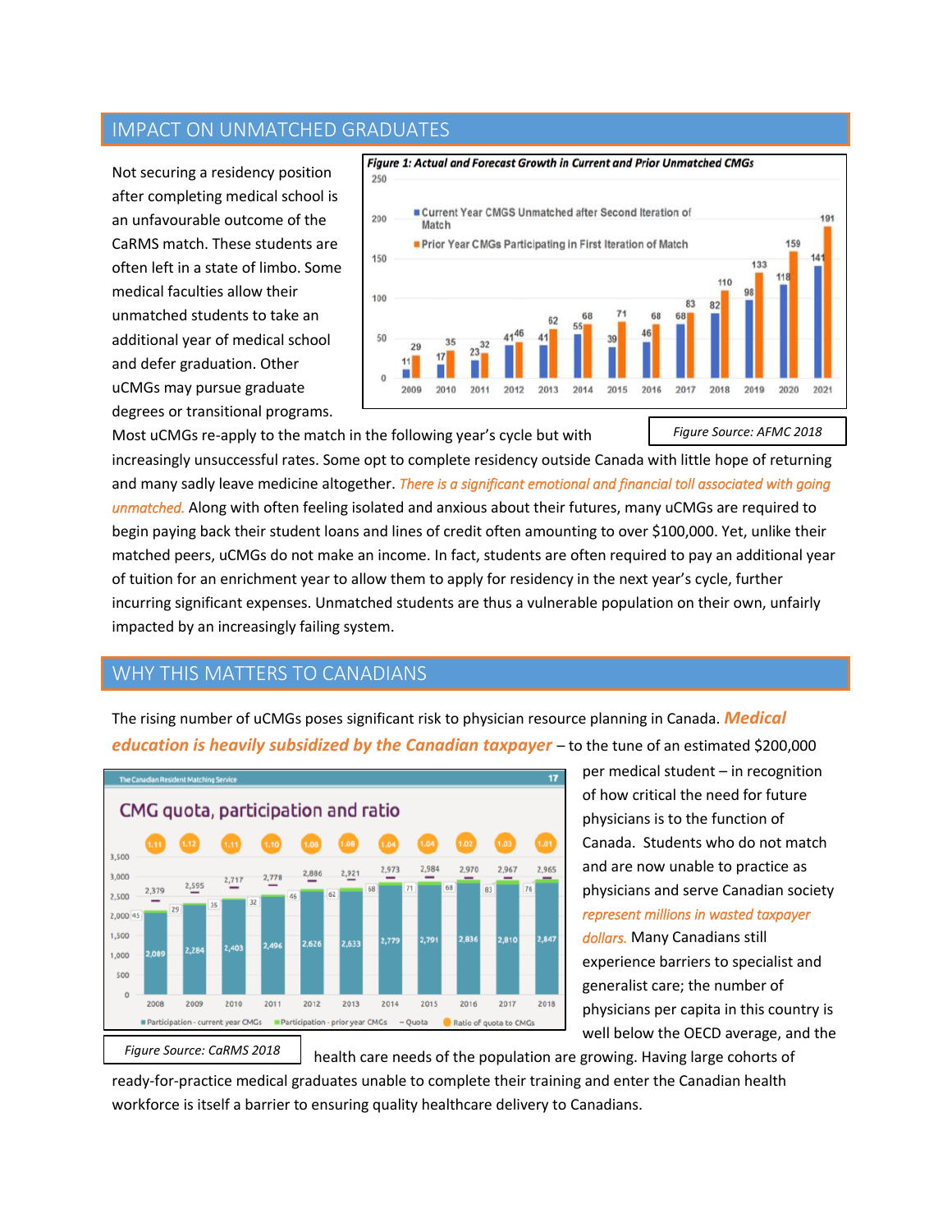## IMPACT ON UNMATCHED GRADUATES

Not securing a residency position after completing medical school is an unfavourable outcome of the CaRMS match. These students are often left in a state of limbo. Some medical faculties allow their unmatched students to take an additional year of medical school and defer graduation. Other uCMGs may pursue graduate degrees or transitional programs. Most uCMGs re-apply to the match in the following year's cycle but with increasingly unsuccessful rates. Some opt to complete residency outside Canada with little hope of returning and many sadly leave medicine altogether. *There is a significant emotional and financial toll associated with going unmatched.* Along with often feeling isolated and anxious about their futures, many uCMGs are required to begin paying back their student loans and lines of credit often amounting to over $100,000. Yet, unlike their matched peers, uCMGs do not make an income. In fact, students are often required to pay an additional year of tuition for an enrichment year to allow them to apply for residency in the next year's cycle, further incurring significant expenses. Unmatched students are thus a vulnerable population on their own, unfairly impacted by an increasingly failing system.

***Figure 1: Actual and Forecast Growth in Current and Prior Unmatched CMGs***

| Year | Current Year CMGS Unmatched after Second Iteration of Match | Prior Year CMGs Participating in First Iteration of Match |
|---|---|---|
| 2009 | 11 | 29 |
| 2010 | 17 | 35 |
| 2011 | 23 | 32 |
| 2012 | 41 | 46 |
| 2013 | 41 | 62 |
| 2014 | 55 | 68 |
| 2015 | 39 | 71 |
| 2016 | 46 | 68 |
| 2017 | 68 | 83 |
| 2018 | 82 | 110 |
| 2019 | 98 | 133 |
| 2020 | 118 | 159 |
| 2021 | 141 | 191 |

*Figure Source: AFMC 2018*

## WHY THIS MATTERS TO CANADIANS

The rising number of uCMGs poses significant risk to physician resource planning in Canada. ***Medical education is heavily subsidized by the Canadian taxpayer*** – to the tune of an estimated $200,000 per medical student – in recognition of how critical the need for future physicians is to the function of Canada. Students who do not match and are now unable to practice as physicians and serve Canadian society *represent millions in wasted taxpayer dollars.* Many Canadians still experience barriers to specialist and generalist care; the number of physicians per capita in this country is well below the OECD average, and the health care needs of the population are growing. Having large cohorts of ready-for-practice medical graduates unable to complete their training and enter the Canadian health workforce is itself a barrier to ensuring quality healthcare delivery to Canadians.

**CMG quota, participation and ratio**

| Year | Participation - current year CMGs | Participation - prior year CMGs | Quota | Ratio of quota to CMGs |
|---|---|---|---|---|
| 2008 | 2,089 | 45 | 2,379 | 1.11 |
| 2009 | 2,284 | 29 | 2,595 | 1.12 |
| 2010 | 2,403 | 35 | 2,717 | 1.11 |
| 2011 | 2,496 | 32 | 2,778 | 1.10 |
| 2012 | 2,626 | 46 | 2,886 | 1.08 |
| 2013 | 2,633 | 62 | 2,921 | 1.08 |
| 2014 | 2,779 | 68 | 2,973 | 1.04 |
| 2015 | 2,791 | 71 | 2,984 | 1.04 |
| 2016 | 2,836 | 68 | 2,970 | 1.02 |
| 2017 | 2,810 | 83 | 2,967 | 1.03 |
| 2018 | 2,847 | 76 | 2,965 | 1.01 |

*Figure Source: CaRMS 2018*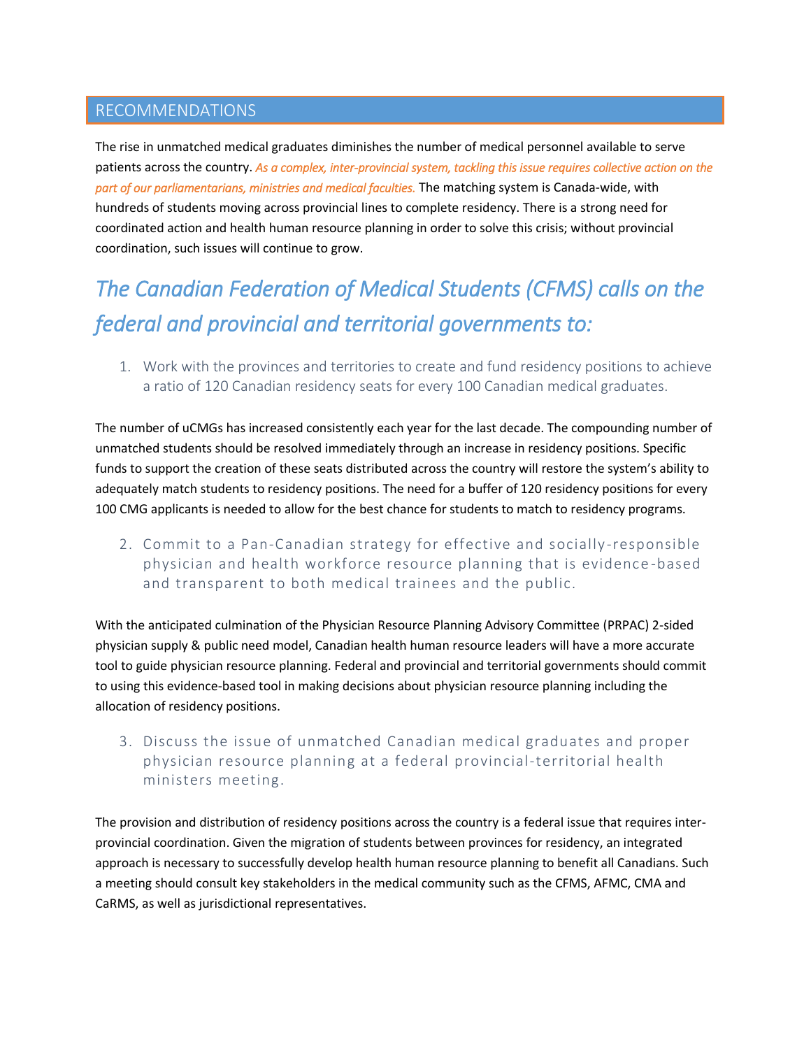## RECOMMENDATIONS

The rise in unmatched medical graduates diminishes the number of medical personnel available to serve patients across the country. *As a complex, inter-provincial system, tackling this issue requires collective action on the part of our parliamentarians, ministries and medical faculties.* The matching system is Canada-wide, with hundreds of students moving across provincial lines to complete residency. There is a strong need for coordinated action and health human resource planning in order to solve this crisis; without provincial coordination, such issues will continue to grow.

# *The Canadian Federation of Medical Students (CFMS) calls on the federal and provincial and territorial governments to:*

1. Work with the provinces and territories to create and fund residency positions to achieve a ratio of 120 Canadian residency seats for every 100 Canadian medical graduates.

The number of uCMGs has increased consistently each year for the last decade. The compounding number of unmatched students should be resolved immediately through an increase in residency positions. Specific funds to support the creation of these seats distributed across the country will restore the system's ability to adequately match students to residency positions. The need for a buffer of 120 residency positions for every 100 CMG applicants is needed to allow for the best chance for students to match to residency programs.

2. Commit to a Pan-Canadian strategy for effective and socially-responsible physician and health workforce resource planning that is evidence-based and transparent to both medical trainees and the public.

With the anticipated culmination of the Physician Resource Planning Advisory Committee (PRPAC) 2-sided physician supply & public need model, Canadian health human resource leaders will have a more accurate tool to guide physician resource planning. Federal and provincial and territorial governments should commit to using this evidence-based tool in making decisions about physician resource planning including the allocation of residency positions.

3. Discuss the issue of unmatched Canadian medical graduates and proper physician resource planning at a federal provincial-territorial health ministers meeting.

The provision and distribution of residency positions across the country is a federal issue that requires inter-provincial coordination. Given the migration of students between provinces for residency, an integrated approach is necessary to successfully develop health human resource planning to benefit all Canadians. Such a meeting should consult key stakeholders in the medical community such as the CFMS, AFMC, CMA and CaRMS, as well as jurisdictional representatives.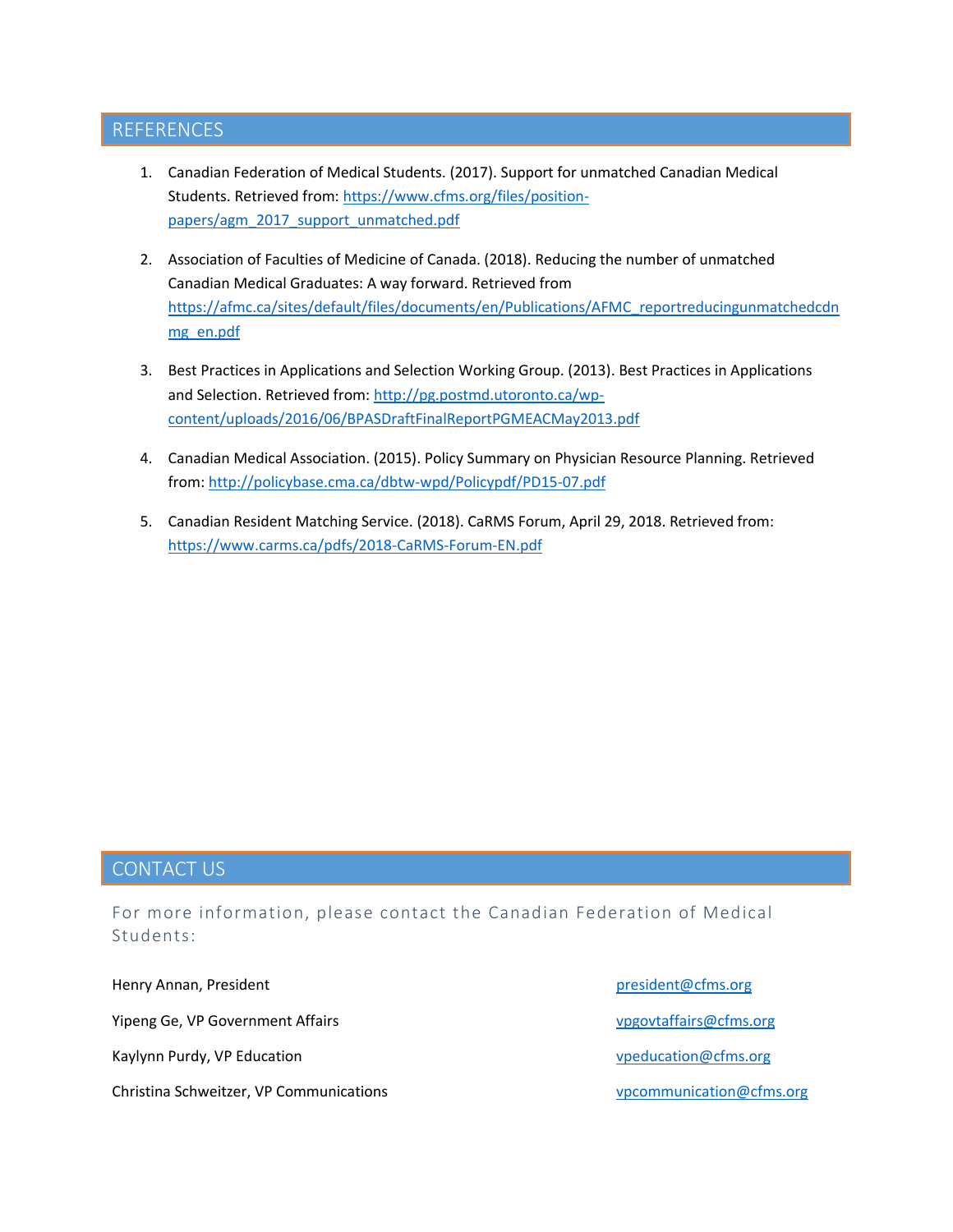## REFERENCES

1. Canadian Federation of Medical Students. (2017). Support for unmatched Canadian Medical Students. Retrieved from: https://www.cfms.org/files/position-papers/agm_2017_support_unmatched.pdf

2. Association of Faculties of Medicine of Canada. (2018). Reducing the number of unmatched Canadian Medical Graduates: A way forward. Retrieved from https://afmc.ca/sites/default/files/documents/en/Publications/AFMC_reportreducingunmatchedcdnmg_en.pdf

3. Best Practices in Applications and Selection Working Group. (2013). Best Practices in Applications and Selection. Retrieved from: http://pg.postmd.utoronto.ca/wp-content/uploads/2016/06/BPASDraftFinalReportPGMEACMay2013.pdf

4. Canadian Medical Association. (2015). Policy Summary on Physician Resource Planning. Retrieved from: http://policybase.cma.ca/dbtw-wpd/Policypdf/PD15-07.pdf

5. Canadian Resident Matching Service. (2018). CaRMS Forum, April 29, 2018. Retrieved from: https://www.carms.ca/pdfs/2018-CaRMS-Forum-EN.pdf

## CONTACT US

For more information, please contact the Canadian Federation of Medical Students:

| | |
|---|---|
| Henry Annan, President | president@cfms.org |
| Yipeng Ge, VP Government Affairs | vpgovtaffairs@cfms.org |
| Kaylynn Purdy, VP Education | vpeducation@cfms.org |
| Christina Schweitzer, VP Communications | vpcommunication@cfms.org |